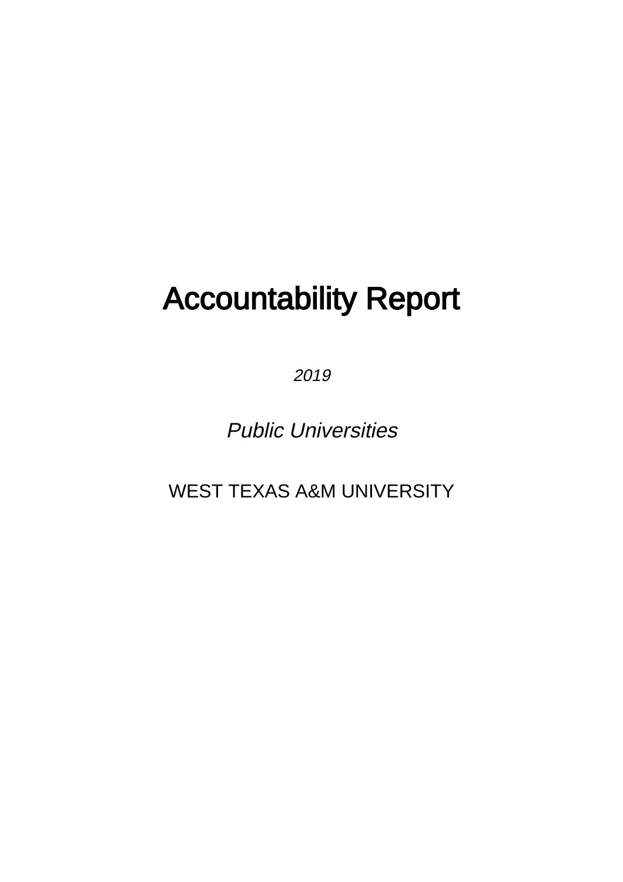# Accountability Report

*2019*

*Public Universities*

WEST TEXAS A&M UNIVERSITY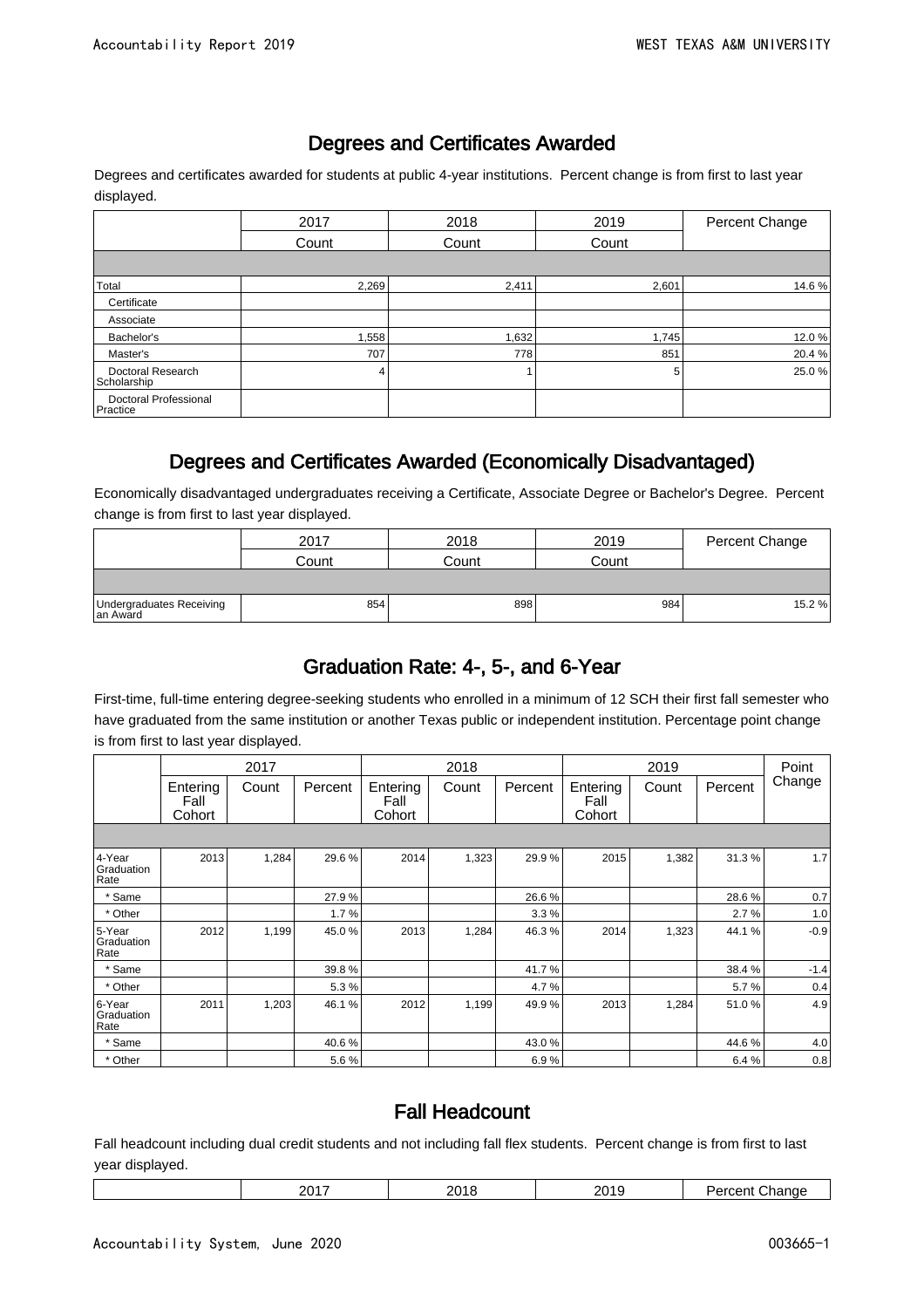## Degrees and Certificates Awarded

Degrees and certificates awarded for students at public 4-year institutions. Percent change is from first to last year displayed.

| | 2017 | 2018 | 2019 | Percent Change |
|---|---|---|---|---|
| | Count | Count | Count | |
| Total | 2,269 | 2,411 | 2,601 | 14.6 % |
| Certificate | | | | |
| Associate | | | | |
| Bachelor's | 1,558 | 1,632 | 1,745 | 12.0 % |
| Master's | 707 | 778 | 851 | 20.4 % |
| Doctoral Research Scholarship | 4 | 1 | 5 | 25.0 % |
| Doctoral Professional Practice | | | | |

## Degrees and Certificates Awarded (Economically Disadvantaged)

Economically disadvantaged undergraduates receiving a Certificate, Associate Degree or Bachelor's Degree. Percent change is from first to last year displayed.

| | 2017 | 2018 | 2019 | Percent Change |
|---|---|---|---|---|
| | Count | Count | Count | |
| Undergraduates Receiving an Award | 854 | 898 | 984 | 15.2 % |

## Graduation Rate: 4-, 5-, and 6-Year

First-time, full-time entering degree-seeking students who enrolled in a minimum of 12 SCH their first fall semester who have graduated from the same institution or another Texas public or independent institution. Percentage point change is from first to last year displayed.

| | 2017 | | | 2018 | | | 2019 | | | Point Change |
|---|---|---|---|---|---|---|---|---|---|---|
| | Entering Fall Cohort | Count | Percent | Entering Fall Cohort | Count | Percent | Entering Fall Cohort | Count | Percent | |
| 4-Year Graduation Rate | 2013 | 1,284 | 29.6 % | 2014 | 1,323 | 29.9 % | 2015 | 1,382 | 31.3 % | 1.7 |
| * Same | | | 27.9 % | | | 26.6 % | | | 28.6 % | 0.7 |
| * Other | | | 1.7 % | | | 3.3 % | | | 2.7 % | 1.0 |
| 5-Year Graduation Rate | 2012 | 1,199 | 45.0 % | 2013 | 1,284 | 46.3 % | 2014 | 1,323 | 44.1 % | -0.9 |
| * Same | | | 39.8 % | | | 41.7 % | | | 38.4 % | -1.4 |
| * Other | | | 5.3 % | | | 4.7 % | | | 5.7 % | 0.4 |
| 6-Year Graduation Rate | 2011 | 1,203 | 46.1 % | 2012 | 1,199 | 49.9 % | 2013 | 1,284 | 51.0 % | 4.9 |
| * Same | | | 40.6 % | | | 43.0 % | | | 44.6 % | 4.0 |
| * Other | | | 5.6 % | | | 6.9 % | | | 6.4 % | 0.8 |

## Fall Headcount

Fall headcount including dual credit students and not including fall flex students. Percent change is from first to last year displayed.

| | 2017 | 2018 | 2019 | Percent Change |
|---|---|---|---|---|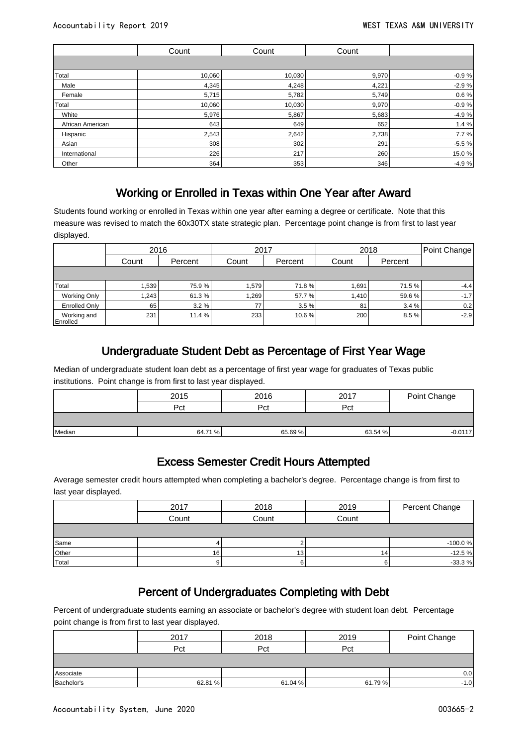|  | Count | Count | Count |  |
|---|---|---|---|---|
|  |  |  |  |  |
| Total | 10,060 | 10,030 | 9,970 | -0.9 % |
| Male | 4,345 | 4,248 | 4,221 | -2.9 % |
| Female | 5,715 | 5,782 | 5,749 | 0.6 % |
| Total | 10,060 | 10,030 | 9,970 | -0.9 % |
| White | 5,976 | 5,867 | 5,683 | -4.9 % |
| African American | 643 | 649 | 652 | 1.4 % |
| Hispanic | 2,543 | 2,642 | 2,738 | 7.7 % |
| Asian | 308 | 302 | 291 | -5.5 % |
| International | 226 | 217 | 260 | 15.0 % |
| Other | 364 | 353 | 346 | -4.9 % |

## Working or Enrolled in Texas within One Year after Award

Students found working or enrolled in Texas within one year after earning a degree or certificate. Note that this measure was revised to match the 60x30TX state strategic plan. Percentage point change is from first to last year displayed.

|  | 2016 |  | 2017 |  | 2018 |  | Point Change |
|---|---|---|---|---|---|---|---|
|  | Count | Percent | Count | Percent | Count | Percent |  |
|  |  |  |  |  |  |  |  |
| Total | 1,539 | 75.9 % | 1,579 | 71.8 % | 1,691 | 71.5 % | -4.4 |
| Working Only | 1,243 | 61.3 % | 1,269 | 57.7 % | 1,410 | 59.6 % | -1.7 |
| Enrolled Only | 65 | 3.2 % | 77 | 3.5 % | 81 | 3.4 % | 0.2 |
| Working and Enrolled | 231 | 11.4 % | 233 | 10.6 % | 200 | 8.5 % | -2.9 |

## Undergraduate Student Debt as Percentage of First Year Wage

Median of undergraduate student loan debt as a percentage of first year wage for graduates of Texas public institutions. Point change is from first to last year displayed.

|  | 2015 | 2016 | 2017 | Point Change |
|---|---|---|---|---|
|  | Pct | Pct | Pct |  |
|  |  |  |  |  |
| Median | 64.71 % | 65.69 % | 63.54 % | -0.0117 |

## Excess Semester Credit Hours Attempted

Average semester credit hours attempted when completing a bachelor's degree. Percentage change is from first to last year displayed.

|  | 2017 | 2018 | 2019 | Percent Change |
|---|---|---|---|---|
|  | Count | Count | Count |  |
|  |  |  |  |  |
| Same | 4 | 2 |  | -100.0 % |
| Other | 16 | 13 | 14 | -12.5 % |
| Total | 9 | 6 | 6 | -33.3 % |

## Percent of Undergraduates Completing with Debt

Percent of undergraduate students earning an associate or bachelor's degree with student loan debt. Percentage point change is from first to last year displayed.

|  | 2017 | 2018 | 2019 | Point Change |
|---|---|---|---|---|
|  | Pct | Pct | Pct |  |
|  |  |  |  |  |
| Associate |  |  |  | 0.0 |
| Bachelor's | 62.81 % | 61.04 % | 61.79 % | -1.0 |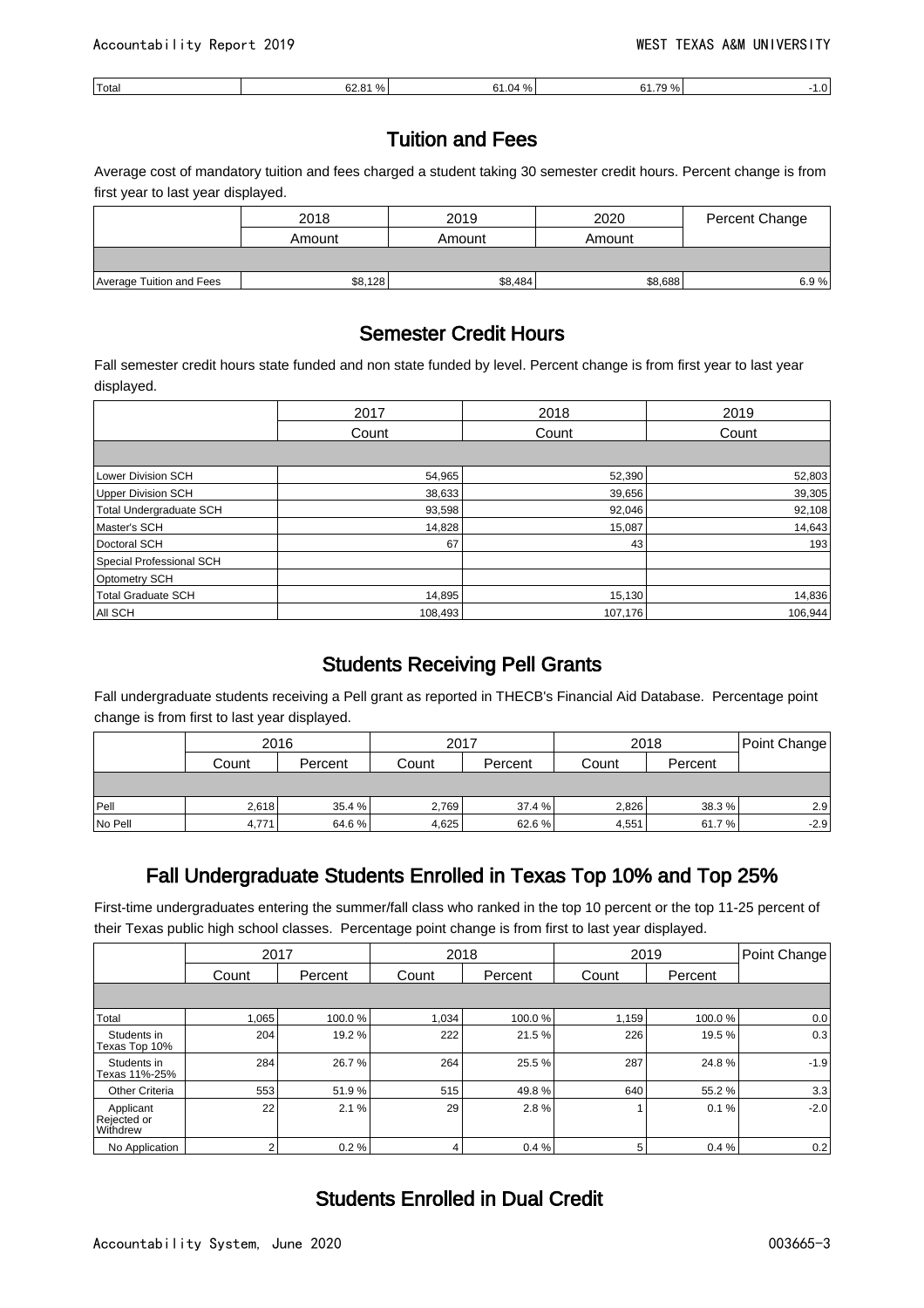| Total | 62.81 % | 61.04 % | 61.79 % | -1.0 |
|---|---|---|---|---|

## Tuition and Fees

Average cost of mandatory tuition and fees charged a student taking 30 semester credit hours. Percent change is from first year to last year displayed.

| | 2018 | 2019 | 2020 | Percent Change |
|---|---|---|---|---|
| | Amount | Amount | Amount | |
| Average Tuition and Fees | $8,128 | $8,484 | $8,688 | 6.9 % |

## Semester Credit Hours

Fall semester credit hours state funded and non state funded by level. Percent change is from first year to last year displayed.

| | 2017 | 2018 | 2019 |
|---|---|---|---|
| | Count | Count | Count |
| Lower Division SCH | 54,965 | 52,390 | 52,803 |
| Upper Division SCH | 38,633 | 39,656 | 39,305 |
| Total Undergraduate SCH | 93,598 | 92,046 | 92,108 |
| Master's SCH | 14,828 | 15,087 | 14,643 |
| Doctoral SCH | 67 | 43 | 193 |
| Special Professional SCH | | | |
| Optometry SCH | | | |
| Total Graduate SCH | 14,895 | 15,130 | 14,836 |
| All SCH | 108,493 | 107,176 | 106,944 |

## Students Receiving Pell Grants

Fall undergraduate students receiving a Pell grant as reported in THECB's Financial Aid Database. Percentage point change is from first to last year displayed.

| | 2016 | | 2017 | | 2018 | | Point Change |
|---|---|---|---|---|---|---|---|
| | Count | Percent | Count | Percent | Count | Percent | |
| Pell | 2,618 | 35.4 % | 2,769 | 37.4 % | 2,826 | 38.3 % | 2.9 |
| No Pell | 4,771 | 64.6 % | 4,625 | 62.6 % | 4,551 | 61.7 % | -2.9 |

## Fall Undergraduate Students Enrolled in Texas Top 10% and Top 25%

First-time undergraduates entering the summer/fall class who ranked in the top 10 percent or the top 11-25 percent of their Texas public high school classes. Percentage point change is from first to last year displayed.

| | 2017 | | 2018 | | 2019 | | Point Change |
|---|---|---|---|---|---|---|---|
| | Count | Percent | Count | Percent | Count | Percent | |
| Total | 1,065 | 100.0 % | 1,034 | 100.0 % | 1,159 | 100.0 % | 0.0 |
| Students in Texas Top 10% | 204 | 19.2 % | 222 | 21.5 % | 226 | 19.5 % | 0.3 |
| Students in Texas 11%-25% | 284 | 26.7 % | 264 | 25.5 % | 287 | 24.8 % | -1.9 |
| Other Criteria | 553 | 51.9 % | 515 | 49.8 % | 640 | 55.2 % | 3.3 |
| Applicant Rejected or Withdrew | 22 | 2.1 % | 29 | 2.8 % | 1 | 0.1 % | -2.0 |
| No Application | 2 | 0.2 % | 4 | 0.4 % | 5 | 0.4 % | 0.2 |

## Students Enrolled in Dual Credit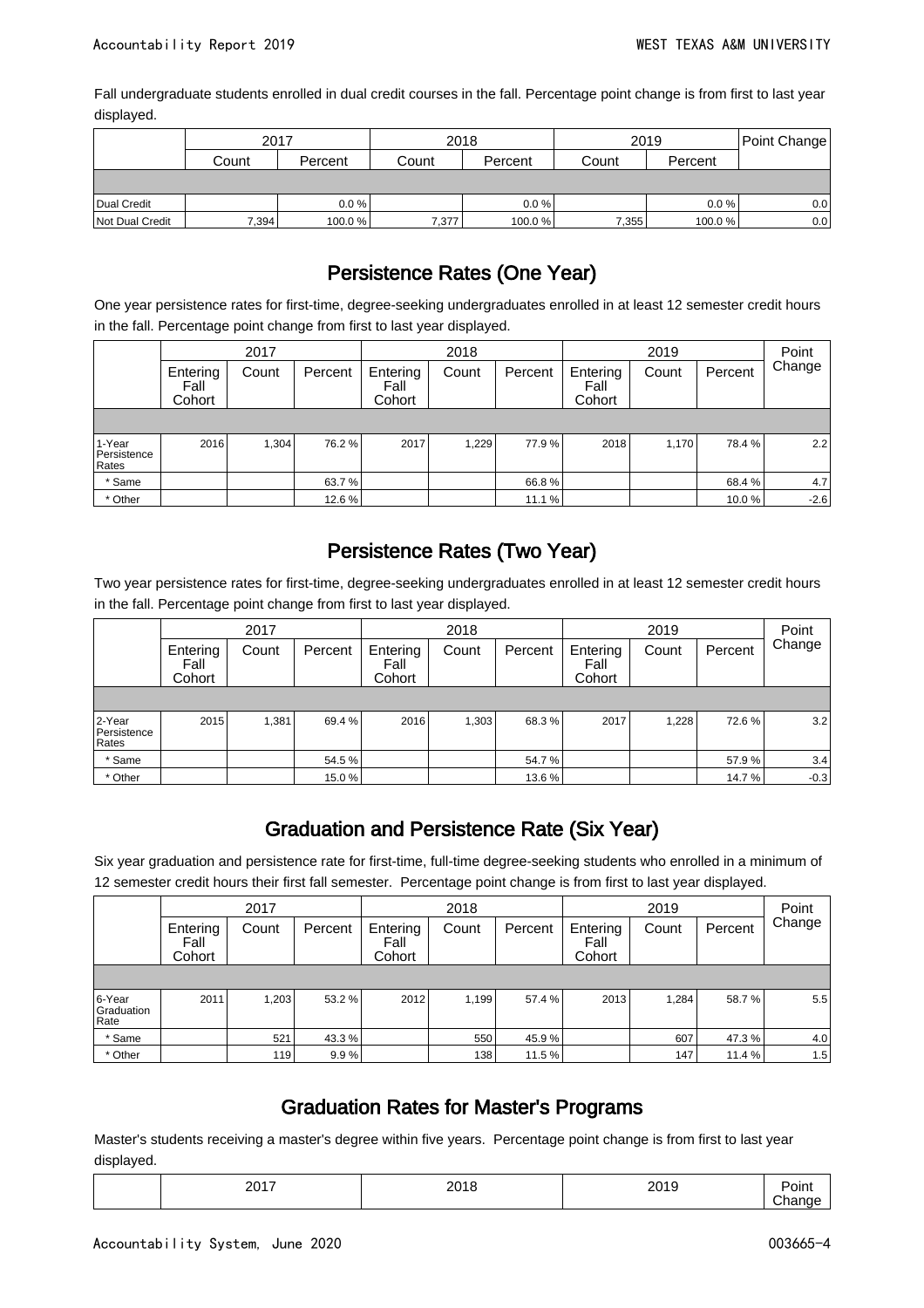Fall undergraduate students enrolled in dual credit courses in the fall. Percentage point change is from first to last year displayed.

| | 2017 | | 2018 | | 2019 | | Point Change |
|---|---|---|---|---|---|---|---|
| | Count | Percent | Count | Percent | Count | Percent | |
| Dual Credit | | 0.0 % | | 0.0 % | | 0.0 % | 0.0 |
| Not Dual Credit | 7,394 | 100.0 % | 7,377 | 100.0 % | 7,355 | 100.0 % | 0.0 |

## Persistence Rates (One Year)

One year persistence rates for first-time, degree-seeking undergraduates enrolled in at least 12 semester credit hours in the fall. Percentage point change from first to last year displayed.

| | 2017 | | | 2018 | | | 2019 | | | Point Change |
|---|---|---|---|---|---|---|---|---|---|---|
| | Entering Fall Cohort | Count | Percent | Entering Fall Cohort | Count | Percent | Entering Fall Cohort | Count | Percent | |
| 1-Year Persistence Rates | 2016 | 1,304 | 76.2 % | 2017 | 1,229 | 77.9 % | 2018 | 1,170 | 78.4 % | 2.2 |
| * Same | | | 63.7 % | | | 66.8 % | | | 68.4 % | 4.7 |
| * Other | | | 12.6 % | | | 11.1 % | | | 10.0 % | -2.6 |

## Persistence Rates (Two Year)

Two year persistence rates for first-time, degree-seeking undergraduates enrolled in at least 12 semester credit hours in the fall. Percentage point change from first to last year displayed.

| | 2017 | | | 2018 | | | 2019 | | | Point Change |
|---|---|---|---|---|---|---|---|---|---|---|
| | Entering Fall Cohort | Count | Percent | Entering Fall Cohort | Count | Percent | Entering Fall Cohort | Count | Percent | |
| 2-Year Persistence Rates | 2015 | 1,381 | 69.4 % | 2016 | 1,303 | 68.3 % | 2017 | 1,228 | 72.6 % | 3.2 |
| * Same | | | 54.5 % | | | 54.7 % | | | 57.9 % | 3.4 |
| * Other | | | 15.0 % | | | 13.6 % | | | 14.7 % | -0.3 |

## Graduation and Persistence Rate (Six Year)

Six year graduation and persistence rate for first-time, full-time degree-seeking students who enrolled in a minimum of 12 semester credit hours their first fall semester. Percentage point change is from first to last year displayed.

| | 2017 | | | 2018 | | | 2019 | | | Point Change |
|---|---|---|---|---|---|---|---|---|---|---|
| | Entering Fall Cohort | Count | Percent | Entering Fall Cohort | Count | Percent | Entering Fall Cohort | Count | Percent | |
| 6-Year Graduation Rate | 2011 | 1,203 | 53.2 % | 2012 | 1,199 | 57.4 % | 2013 | 1,284 | 58.7 % | 5.5 |
| * Same | | 521 | 43.3 % | | 550 | 45.9 % | | 607 | 47.3 % | 4.0 |
| * Other | | 119 | 9.9 % | | 138 | 11.5 % | | 147 | 11.4 % | 1.5 |

## Graduation Rates for Master's Programs

Master's students receiving a master's degree within five years. Percentage point change is from first to last year displayed.

| | 2017 | 2018 | 2019 | Point Change |
|---|---|---|---|---|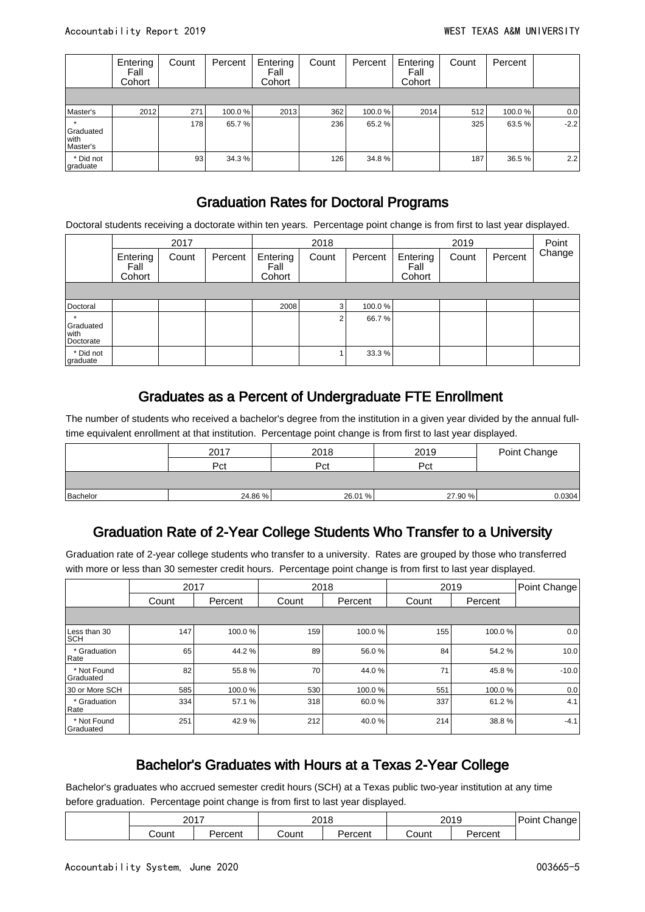|  | Entering Fall Cohort | Count | Percent | Entering Fall Cohort | Count | Percent | Entering Fall Cohort | Count | Percent |  |
|---|---|---|---|---|---|---|---|---|---|---|
|  |  |  |  |  |  |  |  |  |  |  |
| Master's | 2012 | 271 | 100.0 % | 2013 | 362 | 100.0 % | 2014 | 512 | 100.0 % | 0.0 |
| * Graduated with Master's |  | 178 | 65.7 % |  | 236 | 65.2 % |  | 325 | 63.5 % | -2.2 |
| * Did not graduate |  | 93 | 34.3 % |  | 126 | 34.8 % |  | 187 | 36.5 % | 2.2 |

## Graduation Rates for Doctoral Programs

Doctoral students receiving a doctorate within ten years. Percentage point change is from first to last year displayed.

|  | 2017 |  |  | 2018 |  |  | 2019 |  |  | Point Change |
|---|---|---|---|---|---|---|---|---|---|---|
|  | Entering Fall Cohort | Count | Percent | Entering Fall Cohort | Count | Percent | Entering Fall Cohort | Count | Percent |  |
|  |  |  |  |  |  |  |  |  |  |  |
| Doctoral |  |  |  | 2008 | 3 | 100.0 % |  |  |  |  |
| * Graduated with Doctorate |  |  |  |  | 2 | 66.7 % |  |  |  |  |
| * Did not graduate |  |  |  |  | 1 | 33.3 % |  |  |  |  |

## Graduates as a Percent of Undergraduate FTE Enrollment

The number of students who received a bachelor's degree from the institution in a given year divided by the annual full-time equivalent enrollment at that institution. Percentage point change is from first to last year displayed.

|  | 2017 | 2018 | 2019 | Point Change |
|---|---|---|---|---|
|  | Pct | Pct | Pct |  |
|  |  |  |  |  |
| Bachelor | 24.86 % | 26.01 % | 27.90 % | 0.0304 |

## Graduation Rate of 2-Year College Students Who Transfer to a University

Graduation rate of 2-year college students who transfer to a university. Rates are grouped by those who transferred with more or less than 30 semester credit hours. Percentage point change is from first to last year displayed.

|  | 2017 |  | 2018 |  | 2019 |  | Point Change |
|---|---|---|---|---|---|---|---|
|  | Count | Percent | Count | Percent | Count | Percent |  |
|  |  |  |  |  |  |  |  |
| Less than 30 SCH | 147 | 100.0 % | 159 | 100.0 % | 155 | 100.0 % | 0.0 |
| * Graduation Rate | 65 | 44.2 % | 89 | 56.0 % | 84 | 54.2 % | 10.0 |
| * Not Found Graduated | 82 | 55.8 % | 70 | 44.0 % | 71 | 45.8 % | -10.0 |
| 30 or More SCH | 585 | 100.0 % | 530 | 100.0 % | 551 | 100.0 % | 0.0 |
| * Graduation Rate | 334 | 57.1 % | 318 | 60.0 % | 337 | 61.2 % | 4.1 |
| * Not Found Graduated | 251 | 42.9 % | 212 | 40.0 % | 214 | 38.8 % | -4.1 |

## Bachelor's Graduates with Hours at a Texas 2-Year College

Bachelor's graduates who accrued semester credit hours (SCH) at a Texas public two-year institution at any time before graduation. Percentage point change is from first to last year displayed.

|  | 2017 |  | 2018 |  | 2019 |  | Point Change |
|---|---|---|---|---|---|---|---|
|  | Count | Percent | Count | Percent | Count | Percent |  |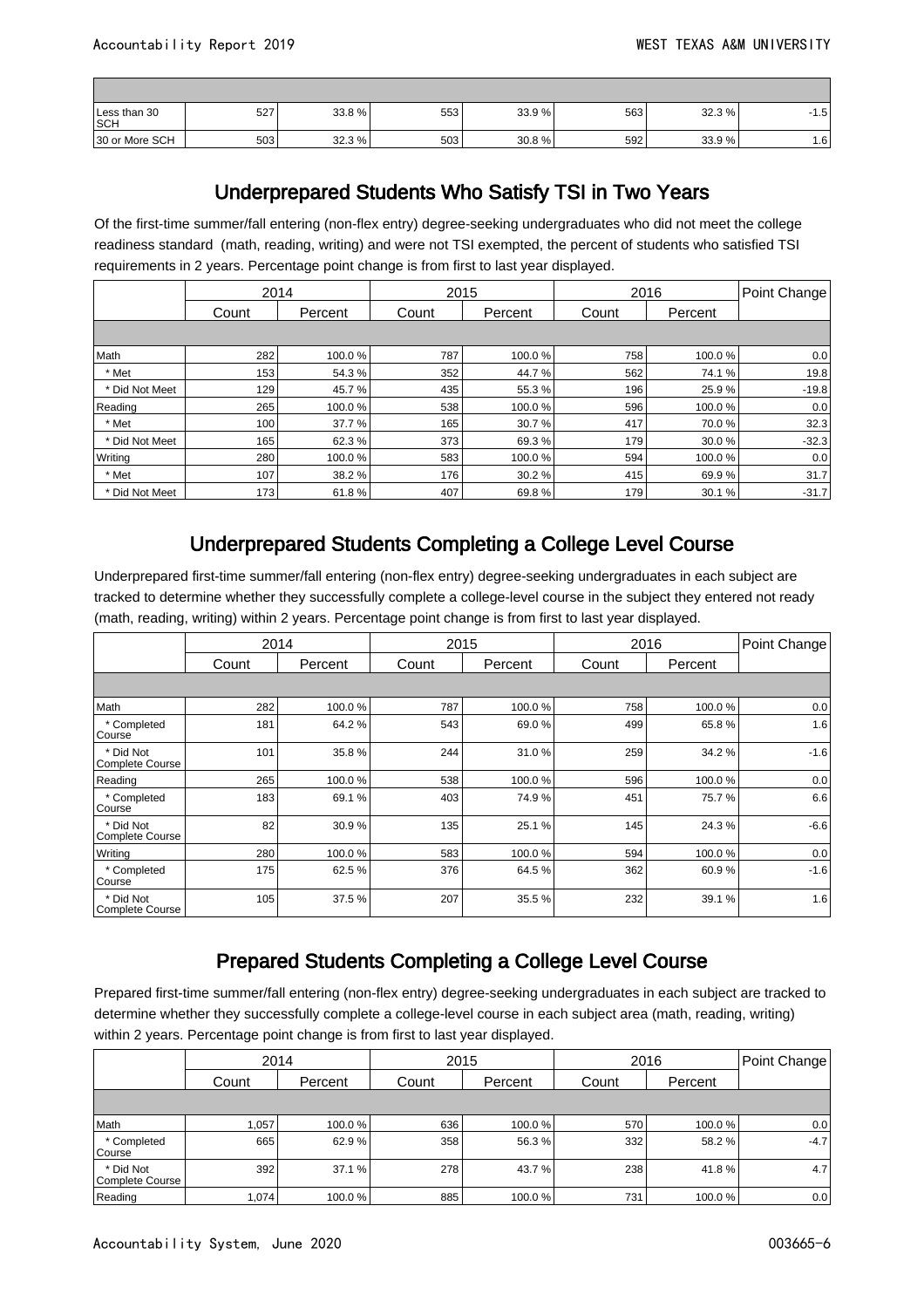| | | | | | | | |
|---|---|---|---|---|---|---|---|
| | | | | | | | |
| Less than 30 SCH | 527 | 33.8 % | 553 | 33.9 % | 563 | 32.3 % | -1.5 |
| 30 or More SCH | 503 | 32.3 % | 503 | 30.8 % | 592 | 33.9 % | 1.6 |

## Underprepared Students Who Satisfy TSI in Two Years

Of the first-time summer/fall entering (non-flex entry) degree-seeking undergraduates who did not meet the college readiness standard (math, reading, writing) and were not TSI exempted, the percent of students who satisfied TSI requirements in 2 years. Percentage point change is from first to last year displayed.

| | 2014 | | 2015 | | 2016 | | Point Change |
|---|---|---|---|---|---|---|---|
| | Count | Percent | Count | Percent | Count | Percent | |
| | | | | | | | |
| Math | 282 | 100.0 % | 787 | 100.0 % | 758 | 100.0 % | 0.0 |
| * Met | 153 | 54.3 % | 352 | 44.7 % | 562 | 74.1 % | 19.8 |
| * Did Not Meet | 129 | 45.7 % | 435 | 55.3 % | 196 | 25.9 % | -19.8 |
| Reading | 265 | 100.0 % | 538 | 100.0 % | 596 | 100.0 % | 0.0 |
| * Met | 100 | 37.7 % | 165 | 30.7 % | 417 | 70.0 % | 32.3 |
| * Did Not Meet | 165 | 62.3 % | 373 | 69.3 % | 179 | 30.0 % | -32.3 |
| Writing | 280 | 100.0 % | 583 | 100.0 % | 594 | 100.0 % | 0.0 |
| * Met | 107 | 38.2 % | 176 | 30.2 % | 415 | 69.9 % | 31.7 |
| * Did Not Meet | 173 | 61.8 % | 407 | 69.8 % | 179 | 30.1 % | -31.7 |

## Underprepared Students Completing a College Level Course

Underprepared first-time summer/fall entering (non-flex entry) degree-seeking undergraduates in each subject are tracked to determine whether they successfully complete a college-level course in the subject they entered not ready (math, reading, writing) within 2 years. Percentage point change is from first to last year displayed.

| | 2014 | | 2015 | | 2016 | | Point Change |
|---|---|---|---|---|---|---|---|
| | Count | Percent | Count | Percent | Count | Percent | |
| | | | | | | | |
| Math | 282 | 100.0 % | 787 | 100.0 % | 758 | 100.0 % | 0.0 |
| * Completed Course | 181 | 64.2 % | 543 | 69.0 % | 499 | 65.8 % | 1.6 |
| * Did Not Complete Course | 101 | 35.8 % | 244 | 31.0 % | 259 | 34.2 % | -1.6 |
| Reading | 265 | 100.0 % | 538 | 100.0 % | 596 | 100.0 % | 0.0 |
| * Completed Course | 183 | 69.1 % | 403 | 74.9 % | 451 | 75.7 % | 6.6 |
| * Did Not Complete Course | 82 | 30.9 % | 135 | 25.1 % | 145 | 24.3 % | -6.6 |
| Writing | 280 | 100.0 % | 583 | 100.0 % | 594 | 100.0 % | 0.0 |
| * Completed Course | 175 | 62.5 % | 376 | 64.5 % | 362 | 60.9 % | -1.6 |
| * Did Not Complete Course | 105 | 37.5 % | 207 | 35.5 % | 232 | 39.1 % | 1.6 |

## Prepared Students Completing a College Level Course

Prepared first-time summer/fall entering (non-flex entry) degree-seeking undergraduates in each subject are tracked to determine whether they successfully complete a college-level course in each subject area (math, reading, writing) within 2 years. Percentage point change is from first to last year displayed.

| | 2014 | | 2015 | | 2016 | | Point Change |
|---|---|---|---|---|---|---|---|
| | Count | Percent | Count | Percent | Count | Percent | |
| | | | | | | | |
| Math | 1,057 | 100.0 % | 636 | 100.0 % | 570 | 100.0 % | 0.0 |
| * Completed Course | 665 | 62.9 % | 358 | 56.3 % | 332 | 58.2 % | -4.7 |
| * Did Not Complete Course | 392 | 37.1 % | 278 | 43.7 % | 238 | 41.8 % | 4.7 |
| Reading | 1,074 | 100.0 % | 885 | 100.0 % | 731 | 100.0 % | 0.0 |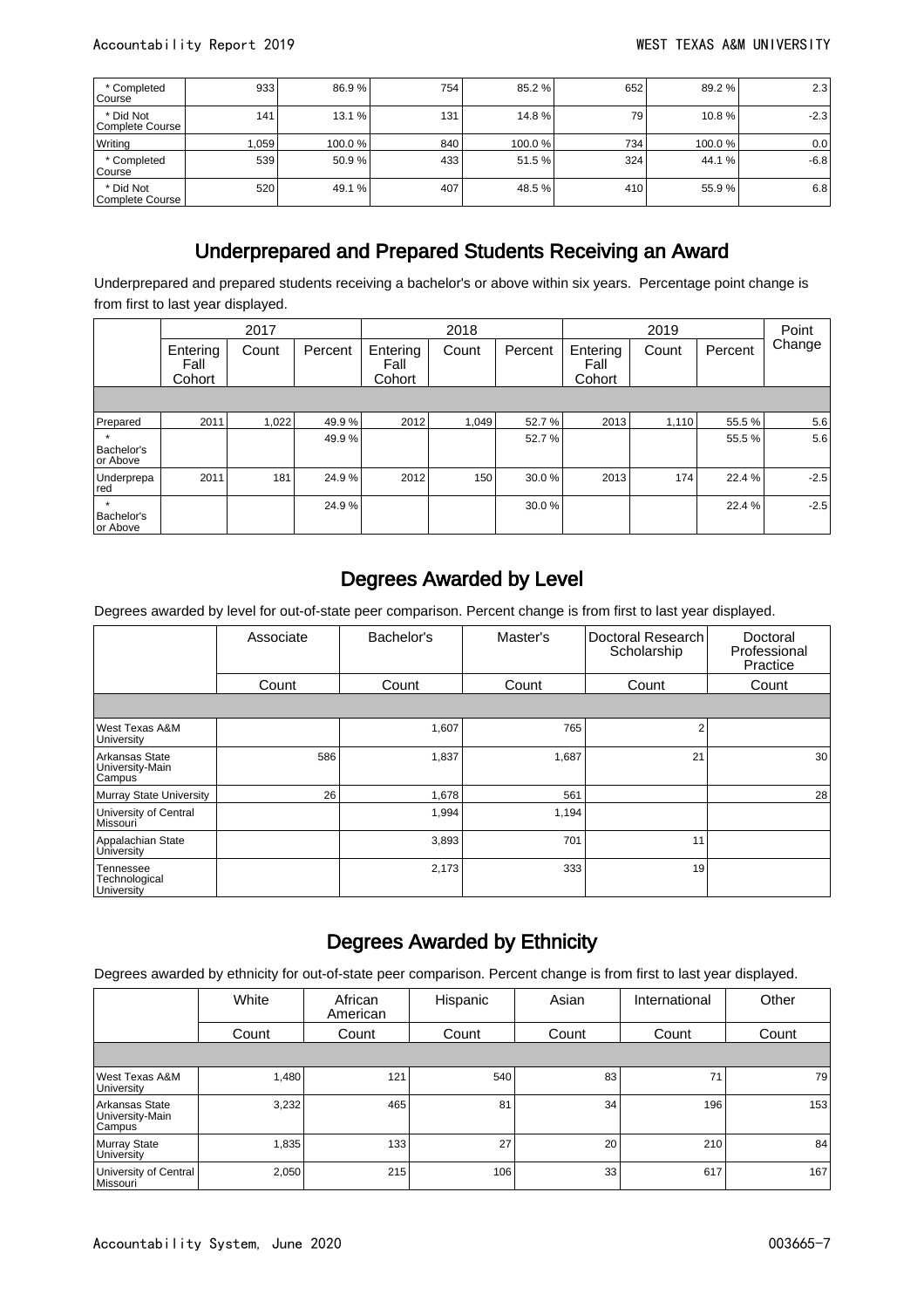| | | | | | | | |
|---|---|---|---|---|---|---|---|
| * Completed Course | 933 | 86.9 % | 754 | 85.2 % | 652 | 89.2 % | 2.3 |
| * Did Not Complete Course | 141 | 13.1 % | 131 | 14.8 % | 79 | 10.8 % | -2.3 |
| Writing | 1,059 | 100.0 % | 840 | 100.0 % | 734 | 100.0 % | 0.0 |
| * Completed Course | 539 | 50.9 % | 433 | 51.5 % | 324 | 44.1 % | -6.8 |
| * Did Not Complete Course | 520 | 49.1 % | 407 | 48.5 % | 410 | 55.9 % | 6.8 |

## Underprepared and Prepared Students Receiving an Award

Underprepared and prepared students receiving a bachelor's or above within six years. Percentage point change is from first to last year displayed.

| | 2017 | | | 2018 | | | 2019 | | | Point Change |
|---|---|---|---|---|---|---|---|---|---|---|
| | Entering Fall Cohort | Count | Percent | Entering Fall Cohort | Count | Percent | Entering Fall Cohort | Count | Percent | |
| Prepared | 2011 | 1,022 | 49.9 % | 2012 | 1,049 | 52.7 % | 2013 | 1,110 | 55.5 % | 5.6 |
| * Bachelor's or Above | | | 49.9 % | | | 52.7 % | | | 55.5 % | 5.6 |
| Underprepared | 2011 | 181 | 24.9 % | 2012 | 150 | 30.0 % | 2013 | 174 | 22.4 % | -2.5 |
| * Bachelor's or Above | | | 24.9 % | | | 30.0 % | | | 22.4 % | -2.5 |

## Degrees Awarded by Level

Degrees awarded by level for out-of-state peer comparison. Percent change is from first to last year displayed.

| | Associate | Bachelor's | Master's | Doctoral Research Scholarship | Doctoral Professional Practice |
|---|---|---|---|---|---|
| | Count | Count | Count | Count | Count |
| West Texas A&M University | | 1,607 | 765 | 2 | |
| Arkansas State University-Main Campus | 586 | 1,837 | 1,687 | 21 | 30 |
| Murray State University | 26 | 1,678 | 561 | | 28 |
| University of Central Missouri | | 1,994 | 1,194 | | |
| Appalachian State University | | 3,893 | 701 | 11 | |
| Tennessee Technological University | | 2,173 | 333 | 19 | |

## Degrees Awarded by Ethnicity

Degrees awarded by ethnicity for out-of-state peer comparison. Percent change is from first to last year displayed.

| | White | African American | Hispanic | Asian | International | Other |
|---|---|---|---|---|---|---|
| | Count | Count | Count | Count | Count | Count |
| West Texas A&M University | 1,480 | 121 | 540 | 83 | 71 | 79 |
| Arkansas State University-Main Campus | 3,232 | 465 | 81 | 34 | 196 | 153 |
| Murray State University | 1,835 | 133 | 27 | 20 | 210 | 84 |
| University of Central Missouri | 2,050 | 215 | 106 | 33 | 617 | 167 |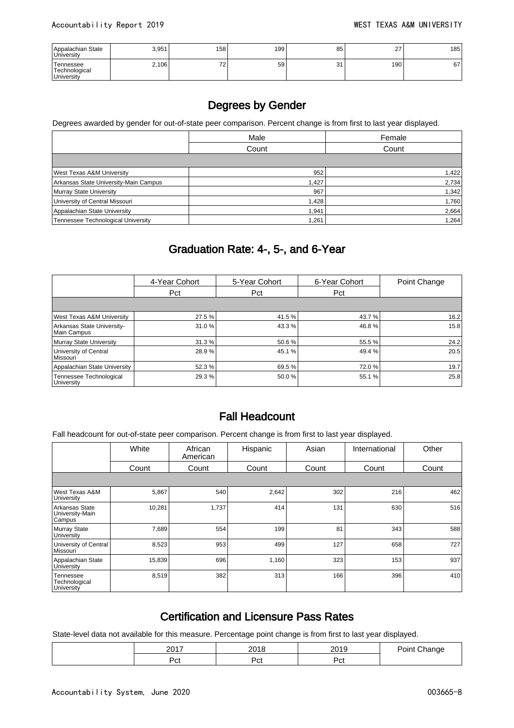| | | | | | | |
|---|---|---|---|---|---|---|
| Appalachian State University | 3,951 | 158 | 199 | 85 | 27 | 185 |
| Tennessee Technological University | 2,106 | 72 | 59 | 31 | 190 | 67 |

## Degrees by Gender

Degrees awarded by gender for out-of-state peer comparison. Percent change is from first to last year displayed.

| | Male | Female |
|---|---|---|
| | Count | Count |
| West Texas A&M University | 952 | 1,422 |
| Arkansas State University-Main Campus | 1,427 | 2,734 |
| Murray State University | 967 | 1,342 |
| University of Central Missouri | 1,428 | 1,760 |
| Appalachian State University | 1,941 | 2,664 |
| Tennessee Technological University | 1,261 | 1,264 |

## Graduation Rate: 4-, 5-, and 6-Year

| | 4-Year Cohort | 5-Year Cohort | 6-Year Cohort | Point Change |
|---|---|---|---|---|
| | Pct | Pct | Pct | |
| West Texas A&M University | 27.5 % | 41.5 % | 43.7 % | 16.2 |
| Arkansas State University-Main Campus | 31.0 % | 43.3 % | 46.8 % | 15.8 |
| Murray State University | 31.3 % | 50.6 % | 55.5 % | 24.2 |
| University of Central Missouri | 28.9 % | 45.1 % | 49.4 % | 20.5 |
| Appalachian State University | 52.3 % | 69.5 % | 72.0 % | 19.7 |
| Tennessee Technological University | 29.3 % | 50.0 % | 55.1 % | 25.8 |

## Fall Headcount

Fall headcount for out-of-state peer comparison. Percent change is from first to last year displayed.

| | White | African American | Hispanic | Asian | International | Other |
|---|---|---|---|---|---|---|
| | Count | Count | Count | Count | Count | Count |
| West Texas A&M University | 5,867 | 540 | 2,642 | 302 | 216 | 462 |
| Arkansas State University-Main Campus | 10,281 | 1,737 | 414 | 131 | 630 | 516 |
| Murray State University | 7,689 | 554 | 199 | 81 | 343 | 588 |
| University of Central Missouri | 8,523 | 953 | 499 | 127 | 658 | 727 |
| Appalachian State University | 15,839 | 696 | 1,160 | 323 | 153 | 937 |
| Tennessee Technological University | 8,519 | 382 | 313 | 166 | 396 | 410 |

## Certification and Licensure Pass Rates

State-level data not available for this measure. Percentage point change is from first to last year displayed.

| | 2017 | 2018 | 2019 | Point Change |
|---|---|---|---|---|
| | Pct | Pct | Pct | |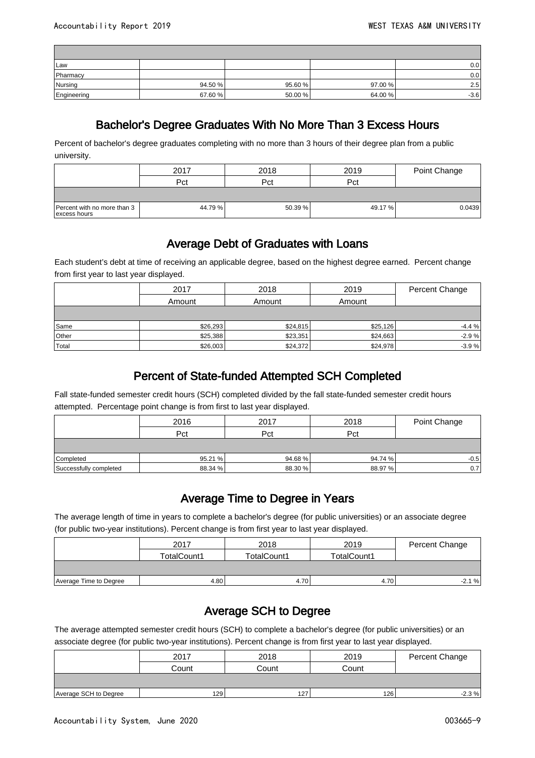| | | | | |
|---|---|---|---|---|
| Law | | | | 0.0 |
| Pharmacy | | | | 0.0 |
| Nursing | 94.50 % | 95.60 % | 97.00 % | 2.5 |
| Engineering | 67.60 % | 50.00 % | 64.00 % | -3.6 |

## Bachelor's Degree Graduates With No More Than 3 Excess Hours

Percent of bachelor's degree graduates completing with no more than 3 hours of their degree plan from a public university.

| | 2017 | 2018 | 2019 | Point Change |
|---|---|---|---|---|
| | Pct | Pct | Pct | |
| Percent with no more than 3 excess hours | 44.79 % | 50.39 % | 49.17 % | 0.0439 |

## Average Debt of Graduates with Loans

Each student's debt at time of receiving an applicable degree, based on the highest degree earned. Percent change from first year to last year displayed.

| | 2017 | 2018 | 2019 | Percent Change |
|---|---|---|---|---|
| | Amount | Amount | Amount | |
| Same | $26,293 | $24,815 | $25,126 | -4.4 % |
| Other | $25,388 | $23,351 | $24,663 | -2.9 % |
| Total | $26,003 | $24,372 | $24,978 | -3.9 % |

## Percent of State-funded Attempted SCH Completed

Fall state-funded semester credit hours (SCH) completed divided by the fall state-funded semester credit hours attempted. Percentage point change is from first to last year displayed.

| | 2016 | 2017 | 2018 | Point Change |
|---|---|---|---|---|
| | Pct | Pct | Pct | |
| Completed | 95.21 % | 94.68 % | 94.74 % | -0.5 |
| Successfully completed | 88.34 % | 88.30 % | 88.97 % | 0.7 |

## Average Time to Degree in Years

The average length of time in years to complete a bachelor's degree (for public universities) or an associate degree (for public two-year institutions). Percent change is from first year to last year displayed.

| | 2017 | 2018 | 2019 | Percent Change |
|---|---|---|---|---|
| | TotalCount1 | TotalCount1 | TotalCount1 | |
| Average Time to Degree | 4.80 | 4.70 | 4.70 | -2.1 % |

## Average SCH to Degree

The average attempted semester credit hours (SCH) to complete a bachelor's degree (for public universities) or an associate degree (for public two-year institutions). Percent change is from first year to last year displayed.

| | 2017 | 2018 | 2019 | Percent Change |
|---|---|---|---|---|
| | Count | Count | Count | |
| Average SCH to Degree | 129 | 127 | 126 | -2.3 % |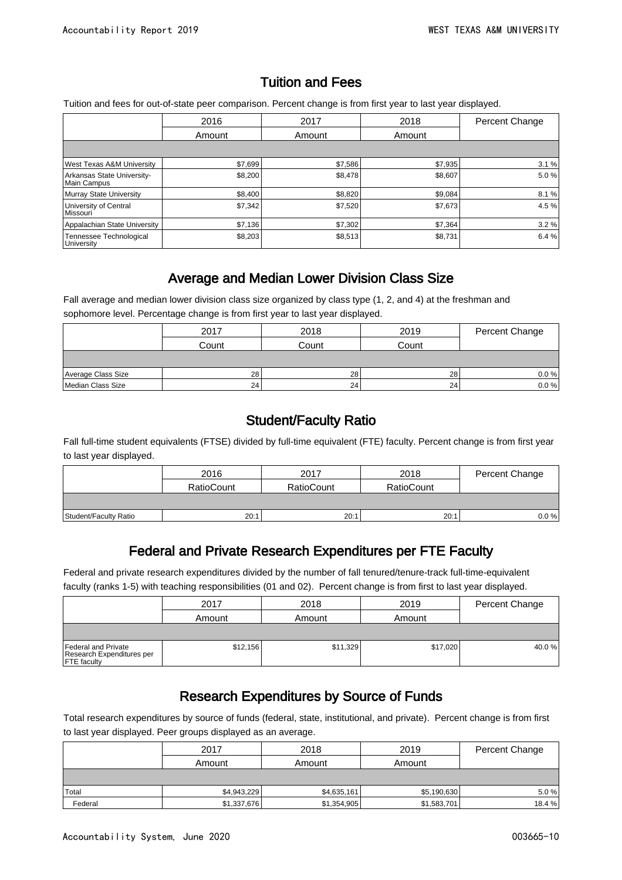## Tuition and Fees

Tuition and fees for out-of-state peer comparison. Percent change is from first year to last year displayed.

| | 2016 | 2017 | 2018 | Percent Change |
|---|---|---|---|---|
| | Amount | Amount | Amount | |
| West Texas A&M University | $7,699 | $7,586 | $7,935 | 3.1 % |
| Arkansas State University-Main Campus | $8,200 | $8,478 | $8,607 | 5.0 % |
| Murray State University | $8,400 | $8,820 | $9,084 | 8.1 % |
| University of Central Missouri | $7,342 | $7,520 | $7,673 | 4.5 % |
| Appalachian State University | $7,136 | $7,302 | $7,364 | 3.2 % |
| Tennessee Technological University | $8,203 | $8,513 | $8,731 | 6.4 % |

## Average and Median Lower Division Class Size

Fall average and median lower division class size organized by class type (1, 2, and 4) at the freshman and sophomore level. Percentage change is from first year to last year displayed.

| | 2017 | 2018 | 2019 | Percent Change |
|---|---|---|---|---|
| | Count | Count | Count | |
| Average Class Size | 28 | 28 | 28 | 0.0 % |
| Median Class Size | 24 | 24 | 24 | 0.0 % |

## Student/Faculty Ratio

Fall full-time student equivalents (FTSE) divided by full-time equivalent (FTE) faculty. Percent change is from first year to last year displayed.

| | 2016 | 2017 | 2018 | Percent Change |
|---|---|---|---|---|
| | RatioCount | RatioCount | RatioCount | |
| Student/Faculty Ratio | 20:1 | 20:1 | 20:1 | 0.0 % |

## Federal and Private Research Expenditures per FTE Faculty

Federal and private research expenditures divided by the number of fall tenured/tenure-track full-time-equivalent faculty (ranks 1-5) with teaching responsibilities (01 and 02). Percent change is from first to last year displayed.

| | 2017 | 2018 | 2019 | Percent Change |
|---|---|---|---|---|
| | Amount | Amount | Amount | |
| Federal and Private Research Expenditures per FTE faculty | $12,156 | $11,329 | $17,020 | 40.0 % |

## Research Expenditures by Source of Funds

Total research expenditures by source of funds (federal, state, institutional, and private). Percent change is from first to last year displayed. Peer groups displayed as an average.

| | 2017 | 2018 | 2019 | Percent Change |
|---|---|---|---|---|
| | Amount | Amount | Amount | |
| Total | $4,943,229 | $4,635,161 | $5,190,630 | 5.0 % |
| Federal | $1,337,676 | $1,354,905 | $1,583,701 | 18.4 % |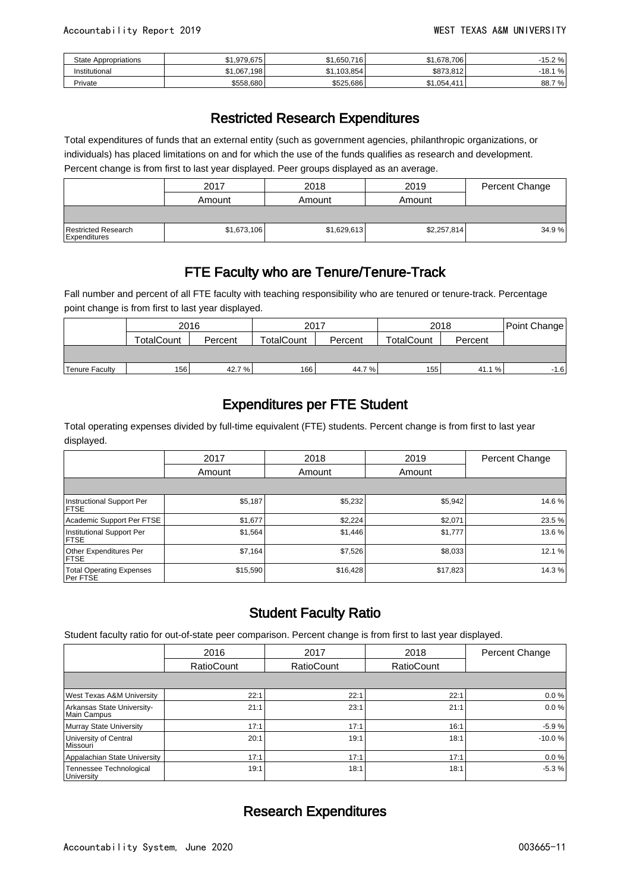| State Appropriations | $1,979,675 | $1,650,716 | $1,678,706 | -15.2 % |
|---|---|---|---|---|
| Institutional | $1,067,198 | $1,103,854 | $873,812 | -18.1 % |
| Private | $558,680 | $525,686 | $1,054,411 | 88.7 % |

## Restricted Research Expenditures

Total expenditures of funds that an external entity (such as government agencies, philanthropic organizations, or individuals) has placed limitations on and for which the use of the funds qualifies as research and development. Percent change is from first to last year displayed. Peer groups displayed as an average.

| | 2017 | 2018 | 2019 | Percent Change |
|---|---|---|---|---|
| | Amount | Amount | Amount | |
| Restricted Research Expenditures | $1,673,106 | $1,629,613 | $2,257,814 | 34.9 % |

## FTE Faculty who are Tenure/Tenure-Track

Fall number and percent of all FTE faculty with teaching responsibility who are tenured or tenure-track. Percentage point change is from first to last year displayed.

| | 2016 | | 2017 | | 2018 | | Point Change |
|---|---|---|---|---|---|---|---|
| | TotalCount | Percent | TotalCount | Percent | TotalCount | Percent | |
| Tenure Faculty | 156 | 42.7 % | 166 | 44.7 % | 155 | 41.1 % | -1.6 |

## Expenditures per FTE Student

Total operating expenses divided by full-time equivalent (FTE) students. Percent change is from first to last year displayed.

| | 2017 | 2018 | 2019 | Percent Change |
|---|---|---|---|---|
| | Amount | Amount | Amount | |
| Instructional Support Per FTSE | $5,187 | $5,232 | $5,942 | 14.6 % |
| Academic Support Per FTSE | $1,677 | $2,224 | $2,071 | 23.5 % |
| Institutional Support Per FTSE | $1,564 | $1,446 | $1,777 | 13.6 % |
| Other Expenditures Per FTSE | $7,164 | $7,526 | $8,033 | 12.1 % |
| Total Operating Expenses Per FTSE | $15,590 | $16,428 | $17,823 | 14.3 % |

## Student Faculty Ratio

Student faculty ratio for out-of-state peer comparison. Percent change is from first to last year displayed.

| | 2016 | 2017 | 2018 | Percent Change |
|---|---|---|---|---|
| | RatioCount | RatioCount | RatioCount | |
| West Texas A&M University | 22:1 | 22:1 | 22:1 | 0.0 % |
| Arkansas State University-Main Campus | 21:1 | 23:1 | 21:1 | 0.0 % |
| Murray State University | 17:1 | 17:1 | 16:1 | -5.9 % |
| University of Central Missouri | 20:1 | 19:1 | 18:1 | -10.0 % |
| Appalachian State University | 17:1 | 17:1 | 17:1 | 0.0 % |
| Tennessee Technological University | 19:1 | 18:1 | 18:1 | -5.3 % |

## Research Expenditures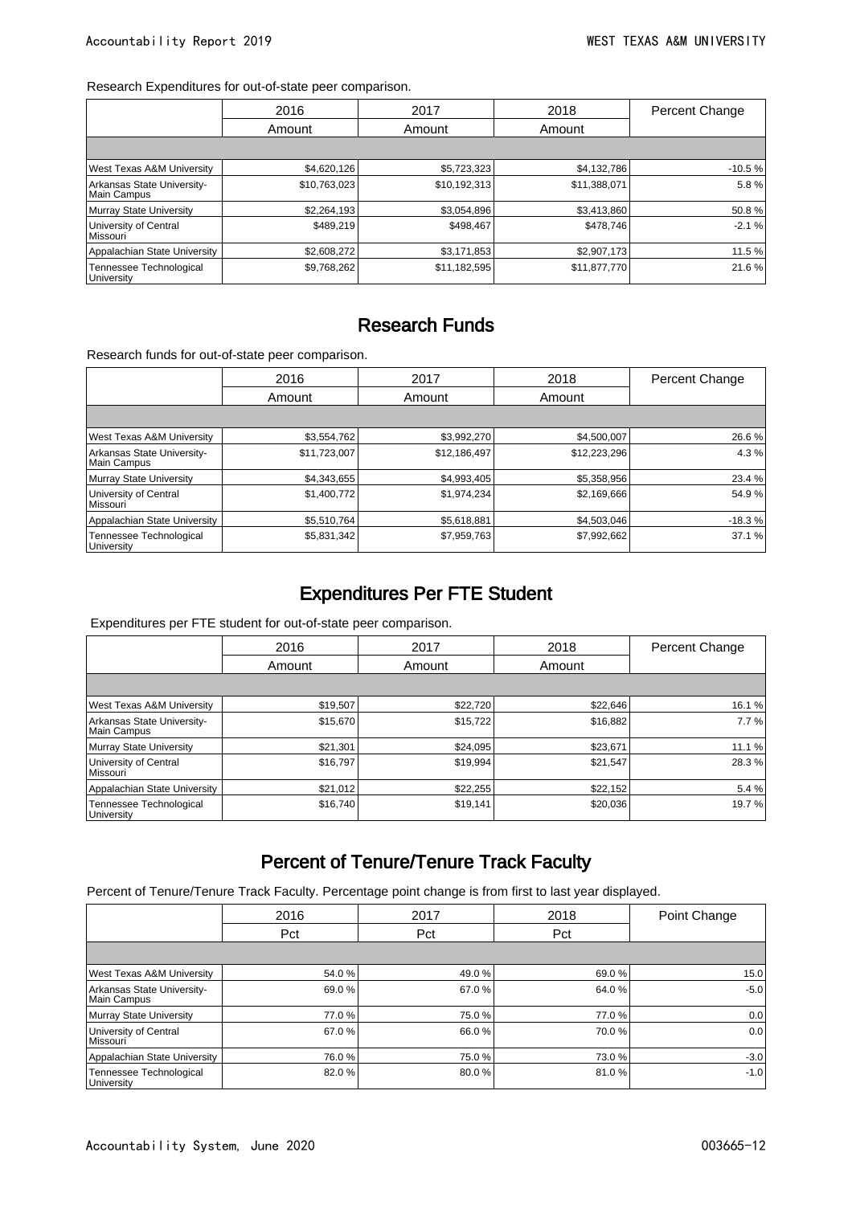Research Expenditures for out-of-state peer comparison.

| | 2016 | 2017 | 2018 | Percent Change |
|---|---|---|---|---|
| | Amount | Amount | Amount | |
| West Texas A&M University | $4,620,126 | $5,723,323 | $4,132,786 | -10.5 % |
| Arkansas State University-Main Campus | $10,763,023 | $10,192,313 | $11,388,071 | 5.8 % |
| Murray State University | $2,264,193 | $3,054,896 | $3,413,860 | 50.8 % |
| University of Central Missouri | $489,219 | $498,467 | $478,746 | -2.1 % |
| Appalachian State University | $2,608,272 | $3,171,853 | $2,907,173 | 11.5 % |
| Tennessee Technological University | $9,768,262 | $11,182,595 | $11,877,770 | 21.6 % |

## Research Funds

Research funds for out-of-state peer comparison.

| | 2016 | 2017 | 2018 | Percent Change |
|---|---|---|---|---|
| | Amount | Amount | Amount | |
| West Texas A&M University | $3,554,762 | $3,992,270 | $4,500,007 | 26.6 % |
| Arkansas State University-Main Campus | $11,723,007 | $12,186,497 | $12,223,296 | 4.3 % |
| Murray State University | $4,343,655 | $4,993,405 | $5,358,956 | 23.4 % |
| University of Central Missouri | $1,400,772 | $1,974,234 | $2,169,666 | 54.9 % |
| Appalachian State University | $5,510,764 | $5,618,881 | $4,503,046 | -18.3 % |
| Tennessee Technological University | $5,831,342 | $7,959,763 | $7,992,662 | 37.1 % |

## Expenditures Per FTE Student

Expenditures per FTE student for out-of-state peer comparison.

| | 2016 | 2017 | 2018 | Percent Change |
|---|---|---|---|---|
| | Amount | Amount | Amount | |
| West Texas A&M University | $19,507 | $22,720 | $22,646 | 16.1 % |
| Arkansas State University-Main Campus | $15,670 | $15,722 | $16,882 | 7.7 % |
| Murray State University | $21,301 | $24,095 | $23,671 | 11.1 % |
| University of Central Missouri | $16,797 | $19,994 | $21,547 | 28.3 % |
| Appalachian State University | $21,012 | $22,255 | $22,152 | 5.4 % |
| Tennessee Technological University | $16,740 | $19,141 | $20,036 | 19.7 % |

## Percent of Tenure/Tenure Track Faculty

Percent of Tenure/Tenure Track Faculty. Percentage point change is from first to last year displayed.

| | 2016 | 2017 | 2018 | Point Change |
|---|---|---|---|---|
| | Pct | Pct | Pct | |
| West Texas A&M University | 54.0 % | 49.0 % | 69.0 % | 15.0 |
| Arkansas State University-Main Campus | 69.0 % | 67.0 % | 64.0 % | -5.0 |
| Murray State University | 77.0 % | 75.0 % | 77.0 % | 0.0 |
| University of Central Missouri | 67.0 % | 66.0 % | 70.0 % | 0.0 |
| Appalachian State University | 76.0 % | 75.0 % | 73.0 % | -3.0 |
| Tennessee Technological University | 82.0 % | 80.0 % | 81.0 % | -1.0 |